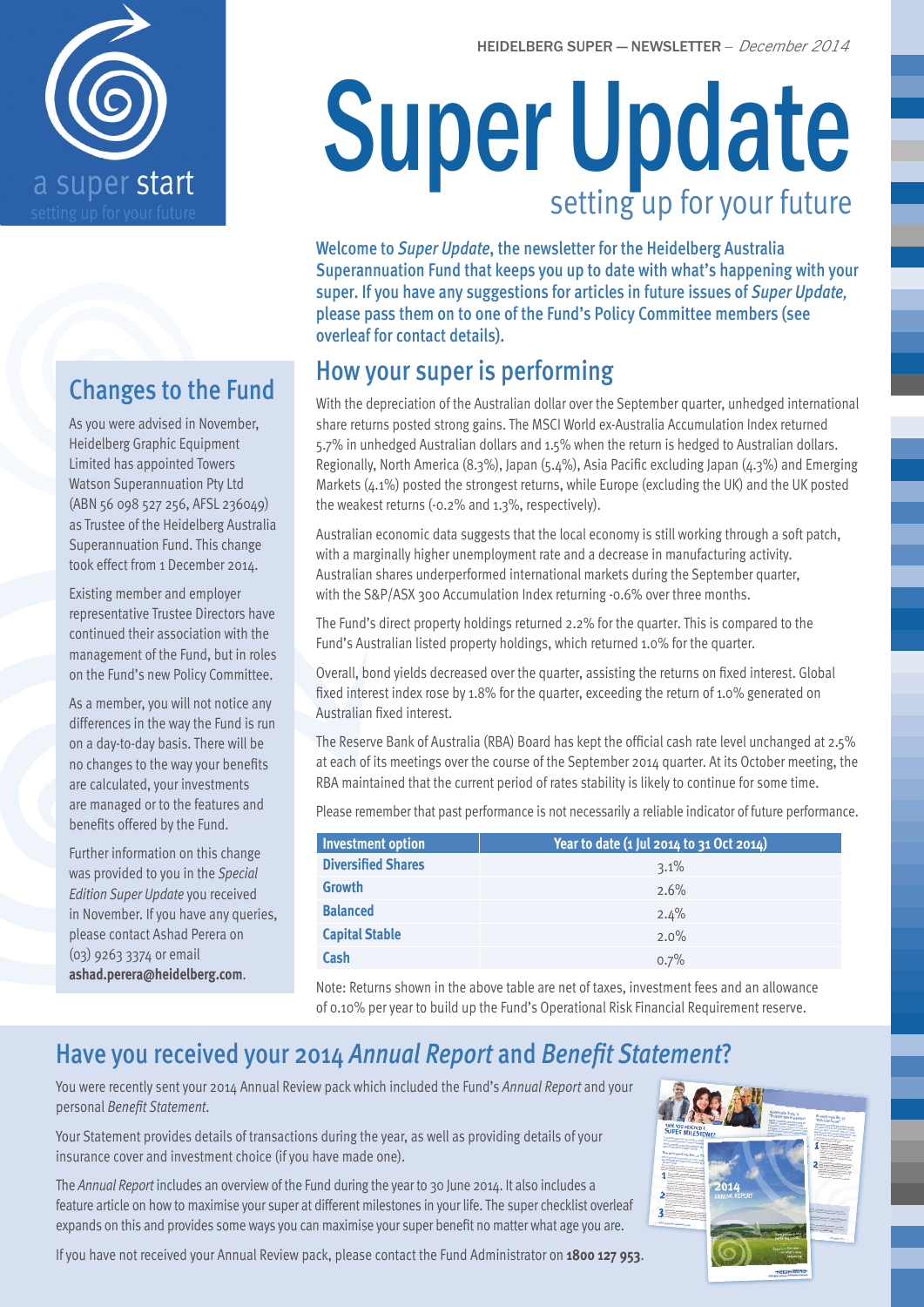HEIDELBERG SUPER — NEWSLETTER – *December 2014*

a super start

setting up for your future

# Super Update

## setting up for your future

Welcome to *Super Update*, the newsletter for the Heidelberg Australia Superannuation Fund that keeps you up to date with what's happening with your super. If you have any suggestions for articles in future issues of *Super Update*, please pass them on to one of the Fund's Policy Committee members (see overleaf for contact details).

## How your super is performing

With the depreciation of the Australian dollar over the September quarter, unhedged international share returns posted strong gains. The MSCI World ex-Australia Accumulation Index returned 5.7% in unhedged Australian dollars and 1.5% when the return is hedged to Australian dollars. Regionally, North America (8.3%), Japan (5.4%), Asia Pacific excluding Japan (4.3%) and Emerging Markets (4.1%) posted the strongest returns, while Europe (excluding the UK) and the UK posted the weakest returns (-0.2% and 1.3%, respectively).

Australian economic data suggests that the local economy is still working through a soft patch, with a marginally higher unemployment rate and a decrease in manufacturing activity. Australian shares underperformed international markets during the September quarter, with the S&P/ASX 300 Accumulation Index returning -0.6% over three months.

The Fund's direct property holdings returned 2.2% for the quarter. This is compared to the Fund's Australian listed property holdings, which returned 1.0% for the quarter.

Overall, bond yields decreased over the quarter, assisting the returns on fixed interest. Global fixed interest index rose by 1.8% for the quarter, exceeding the return of 1.0% generated on Australian fixed interest.

The Reserve Bank of Australia (RBA) Board has kept the official cash rate level unchanged at 2.5% at each of its meetings over the course of the September 2014 quarter. At its October meeting, the RBA maintained that the current period of rates stability is likely to continue for some time.

Please remember that past performance is not necessarily a reliable indicator of future performance.

| Investment option | Year to date (1 Jul 2014 to 31 Oct 2014) |
|---|---|
| **Diversified Shares** | 3.1% |
| **Growth** | 2.6% |
| **Balanced** | 2.4% |
| **Capital Stable** | 2.0% |
| **Cash** | 0.7% |

Note: Returns shown in the above table are net of taxes, investment fees and an allowance of 0.10% per year to build up the Fund's Operational Risk Financial Requirement reserve.

## Changes to the Fund

As you were advised in November, Heidelberg Graphic Equipment Limited has appointed Towers Watson Superannuation Pty Ltd (ABN 56 098 527 256, AFSL 236049) as Trustee of the Heidelberg Australia Superannuation Fund. This change took effect from 1 December 2014.

Existing member and employer representative Trustee Directors have continued their association with the management of the Fund, but in roles on the Fund's new Policy Committee.

As a member, you will not notice any differences in the way the Fund is run on a day-to-day basis. There will be no changes to the way your benefits are calculated, your investments are managed or to the features and benefits offered by the Fund.

Further information on this change was provided to you in the *Special Edition Super Update* you received in November. If you have any queries, please contact Ashad Perera on (03) 9263 3374 or email **ashad.perera@heidelberg.com**.

## Have you received your 2014 *Annual Report* and *Benefit Statement*?

You were recently sent your 2014 Annual Review pack which included the Fund's *Annual Report* and your personal *Benefit Statement*.

Your Statement provides details of transactions during the year, as well as providing details of your insurance cover and investment choice (if you have made one).

The *Annual Report* includes an overview of the Fund during the year to 30 June 2014. It also includes a feature article on how to maximise your super at different milestones in your life. The super checklist overleaf expands on this and provides some ways you can maximise your super benefit no matter what age you are.

If you have not received your Annual Review pack, please contact the Fund Administrator on **1800 127 953**.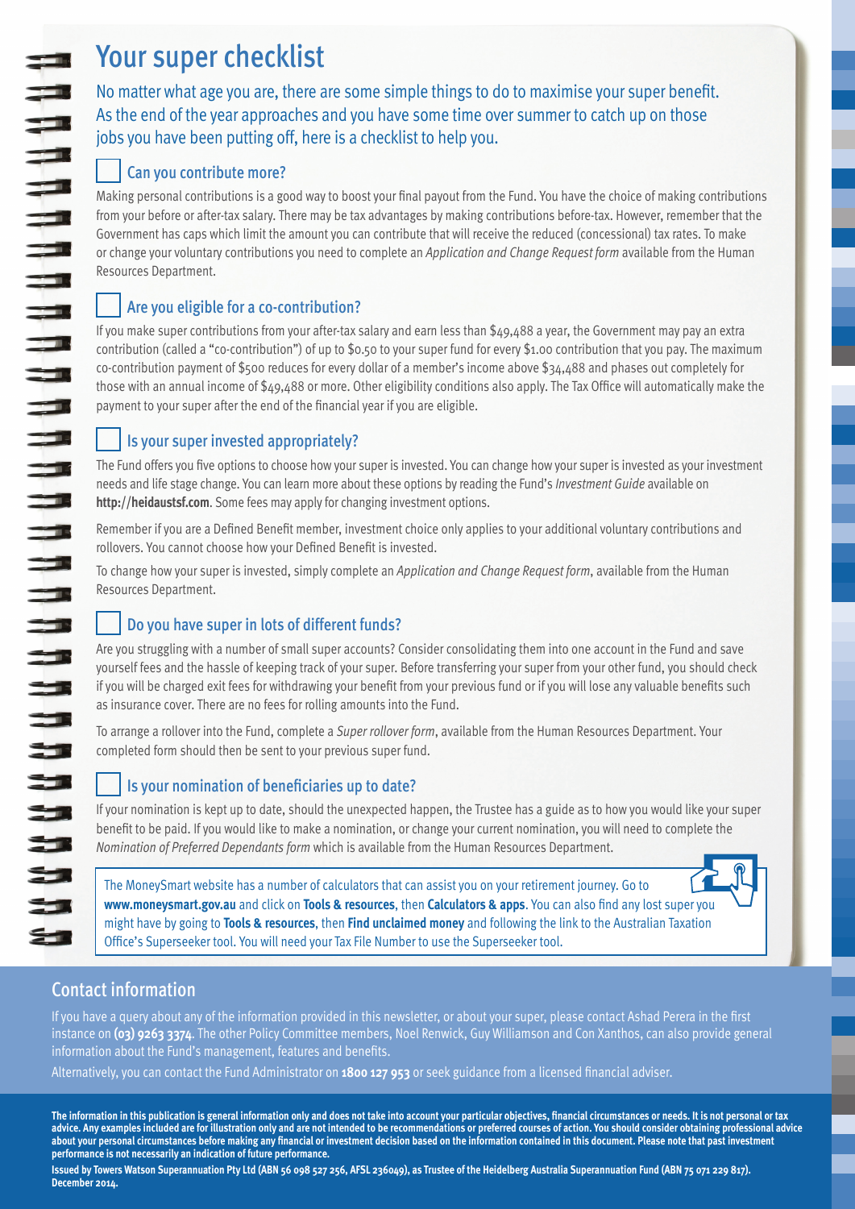# Your super checklist

No matter what age you are, there are some simple things to do to maximise your super benefit. As the end of the year approaches and you have some time over summer to catch up on those jobs you have been putting off, here is a checklist to help you.

## Can you contribute more?

Making personal contributions is a good way to boost your final payout from the Fund. You have the choice of making contributions from your before or after-tax salary. There may be tax advantages by making contributions before-tax. However, remember that the Government has caps which limit the amount you can contribute that will receive the reduced (concessional) tax rates. To make or change your voluntary contributions you need to complete an *Application and Change Request form* available from the Human Resources Department.

## Are you eligible for a co-contribution?

If you make super contributions from your after-tax salary and earn less than $49,488 a year, the Government may pay an extra contribution (called a "co-contribution") of up to $0.50 to your super fund for every $1.00 contribution that you pay. The maximum co-contribution payment of $500 reduces for every dollar of a member's income above $34,488 and phases out completely for those with an annual income of $49,488 or more. Other eligibility conditions also apply. The Tax Office will automatically make the payment to your super after the end of the financial year if you are eligible.

## Is your super invested appropriately?

The Fund offers you five options to choose how your super is invested. You can change how your super is invested as your investment needs and life stage change. You can learn more about these options by reading the Fund's *Investment Guide* available on **http://heidaustsf.com**. Some fees may apply for changing investment options.

Remember if you are a Defined Benefit member, investment choice only applies to your additional voluntary contributions and rollovers. You cannot choose how your Defined Benefit is invested.

To change how your super is invested, simply complete an *Application and Change Request form*, available from the Human Resources Department.

## Do you have super in lots of different funds?

Are you struggling with a number of small super accounts? Consider consolidating them into one account in the Fund and save yourself fees and the hassle of keeping track of your super. Before transferring your super from your other fund, you should check if you will be charged exit fees for withdrawing your benefit from your previous fund or if you will lose any valuable benefits such as insurance cover. There are no fees for rolling amounts into the Fund.

To arrange a rollover into the Fund, complete a *Super rollover form*, available from the Human Resources Department. Your completed form should then be sent to your previous super fund.

## Is your nomination of beneficiaries up to date?

If your nomination is kept up to date, should the unexpected happen, the Trustee has a guide as to how you would like your super benefit to be paid. If you would like to make a nomination, or change your current nomination, you will need to complete the *Nomination of Preferred Dependants form* which is available from the Human Resources Department.

The MoneySmart website has a number of calculators that can assist you on your retirement journey. Go to **www.moneysmart.gov.au** and click on **Tools & resources**, then **Calculators & apps**. You can also find any lost super you might have by going to **Tools & resources**, then **Find unclaimed money** and following the link to the Australian Taxation Office's Superseeker tool. You will need your Tax File Number to use the Superseeker tool.

## Contact information

If you have a query about any of the information provided in this newsletter, or about your super, please contact Ashad Perera in the first instance on **(03) 9263 3374**. The other Policy Committee members, Noel Renwick, Guy Williamson and Con Xanthos, can also provide general information about the Fund's management, features and benefits.

Alternatively, you can contact the Fund Administrator on **1800 127 953** or seek guidance from a licensed financial adviser.

**The information in this publication is general information only and does not take into account your particular objectives, financial circumstances or needs. It is not personal or tax advice. Any examples included are for illustration only and are not intended to be recommendations or preferred courses of action. You should consider obtaining professional advice about your personal circumstances before making any financial or investment decision based on the information contained in this document. Please note that past investment performance is not necessarily an indication of future performance.**

**Issued by Towers Watson Superannuation Pty Ltd (ABN 56 098 527 256, AFSL 236049), as Trustee of the Heidelberg Australia Superannuation Fund (ABN 75 071 229 817). December 2014.**